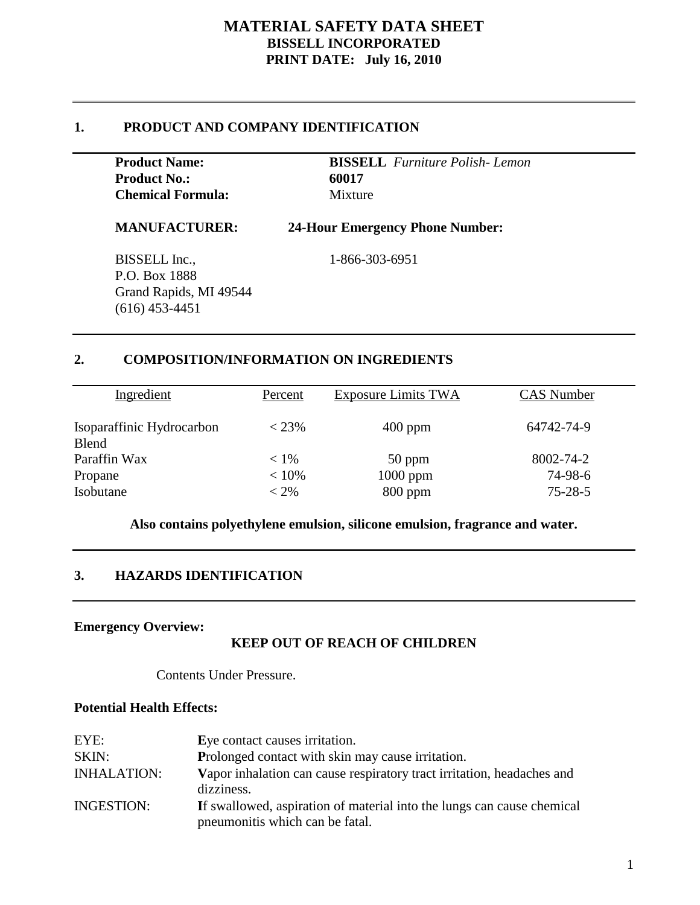# MATERIAL SAFETY DATA SHEET
## BISSELL INCORPORATED
## PRINT DATE: July 16, 2010

---

## 1. PRODUCT AND COMPANY IDENTIFICATION

**Product Name:** **BISSELL** *Furniture Polish- Lemon*
**Product No.:** **60017**
**Chemical Formula:** Mixture

**MANUFACTURER:**

BISSELL Inc.,
P.O. Box 1888
Grand Rapids, MI 49544
(616) 453-4451

**24-Hour Emergency Phone Number:**

1-866-303-6951

---

## 2. COMPOSITION/INFORMATION ON INGREDIENTS

| Ingredient | Percent | Exposure Limits TWA | CAS Number |
|---|---|---|---|
| Isoparaffinic Hydrocarbon Blend | < 23% | 400 ppm | 64742-74-9 |
| Paraffin Wax | < 1% | 50 ppm | 8002-74-2 |
| Propane | < 10% | 1000 ppm | 74-98-6 |
| Isobutane | < 2% | 800 ppm | 75-28-5 |

**Also contains polyethylene emulsion, silicone emulsion, fragrance and water.**

---

## 3. HAZARDS IDENTIFICATION

---

**Emergency Overview:**

**KEEP OUT OF REACH OF CHILDREN**

Contents Under Pressure.

**Potential Health Effects:**

EYE: **E**ye contact causes irritation.

SKIN: **P**rolonged contact with skin may cause irritation.

INHALATION: **V**apor inhalation can cause respiratory tract irritation, headaches and dizziness.

INGESTION: **I**f swallowed, aspiration of material into the lungs can cause chemical pneumonitis which can be fatal.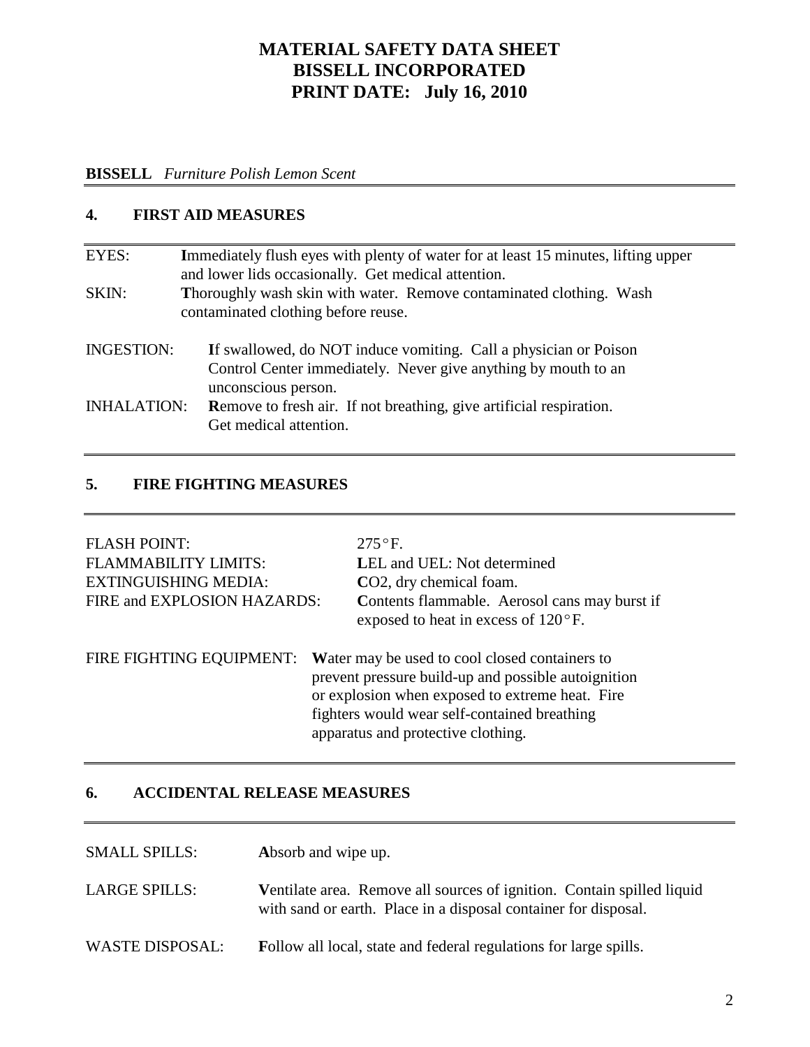# MATERIAL SAFETY DATA SHEET
# BISSELL INCORPORATED
# PRINT DATE: July 16, 2010

**BISSELL** *Furniture Polish Lemon Scent*

## 4. FIRST AID MEASURES

EYES: **I**mmediately flush eyes with plenty of water for at least 15 minutes, lifting upper and lower lids occasionally. Get medical attention.

SKIN: **T**horoughly wash skin with water. Remove contaminated clothing. Wash contaminated clothing before reuse.

INGESTION: **I**f swallowed, do NOT induce vomiting. Call a physician or Poison Control Center immediately. Never give anything by mouth to an unconscious person.

INHALATION: **R**emove to fresh air. If not breathing, give artificial respiration. Get medical attention.

## 5. FIRE FIGHTING MEASURES

FLASH POINT: 275°F.

FLAMMABILITY LIMITS: **L**EL and UEL: Not determined

EXTINGUISHING MEDIA: **C**O2, dry chemical foam.

FIRE and EXPLOSION HAZARDS: **C**ontents flammable. Aerosol cans may burst if exposed to heat in excess of 120°F.

FIRE FIGHTING EQUIPMENT: **W**ater may be used to cool closed containers to prevent pressure build-up and possible autoignition or explosion when exposed to extreme heat. Fire fighters would wear self-contained breathing apparatus and protective clothing.

## 6. ACCIDENTAL RELEASE MEASURES

SMALL SPILLS: **A**bsorb and wipe up.

LARGE SPILLS: **V**entilate area. Remove all sources of ignition. Contain spilled liquid with sand or earth. Place in a disposal container for disposal.

WASTE DISPOSAL: **F**ollow all local, state and federal regulations for large spills.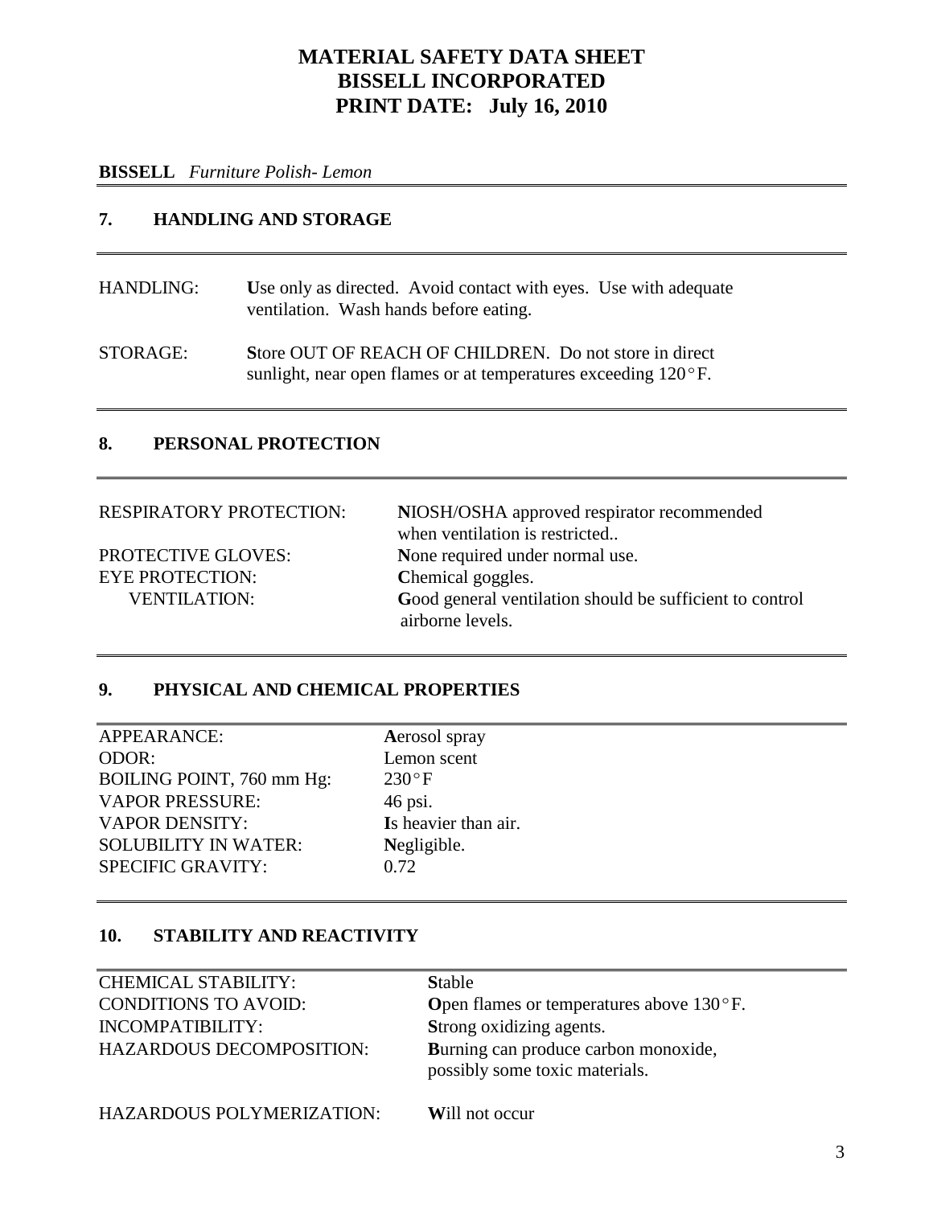# MATERIAL SAFETY DATA SHEET
# BISSELL INCORPORATED
# PRINT DATE: July 16, 2010

**BISSELL** *Furniture Polish- Lemon*

## 7. HANDLING AND STORAGE

| | |
|---|---|
| HANDLING: | **U**se only as directed. Avoid contact with eyes. Use with adequate ventilation. Wash hands before eating. |
| STORAGE: | **S**tore OUT OF REACH OF CHILDREN. Do not store in direct sunlight, near open flames or at temperatures exceeding 120°F. |

## 8. PERSONAL PROTECTION

| | |
|---|---|
| RESPIRATORY PROTECTION: | **N**IOSH/OSHA approved respirator recommended when ventilation is restricted.. |
| PROTECTIVE GLOVES: | **N**one required under normal use. |
| EYE PROTECTION: | **C**hemical goggles. |
| VENTILATION: | **G**ood general ventilation should be sufficient to control airborne levels. |

## 9. PHYSICAL AND CHEMICAL PROPERTIES

| | |
|---|---|
| APPEARANCE: | **A**erosol spray |
| ODOR: | Lemon scent |
| BOILING POINT, 760 mm Hg: | 230°F |
| VAPOR PRESSURE: | 46 psi. |
| VAPOR DENSITY: | **I**s heavier than air. |
| SOLUBILITY IN WATER: | **N**egligible. |
| SPECIFIC GRAVITY: | 0.72 |

## 10. STABILITY AND REACTIVITY

| | |
|---|---|
| CHEMICAL STABILITY: | **S**table |
| CONDITIONS TO AVOID: | **O**pen flames or temperatures above 130°F. |
| INCOMPATIBILITY: | **S**trong oxidizing agents. |
| HAZARDOUS DECOMPOSITION: | **B**urning can produce carbon monoxide, possibly some toxic materials. |
| HAZARDOUS POLYMERIZATION: | **W**ill not occur |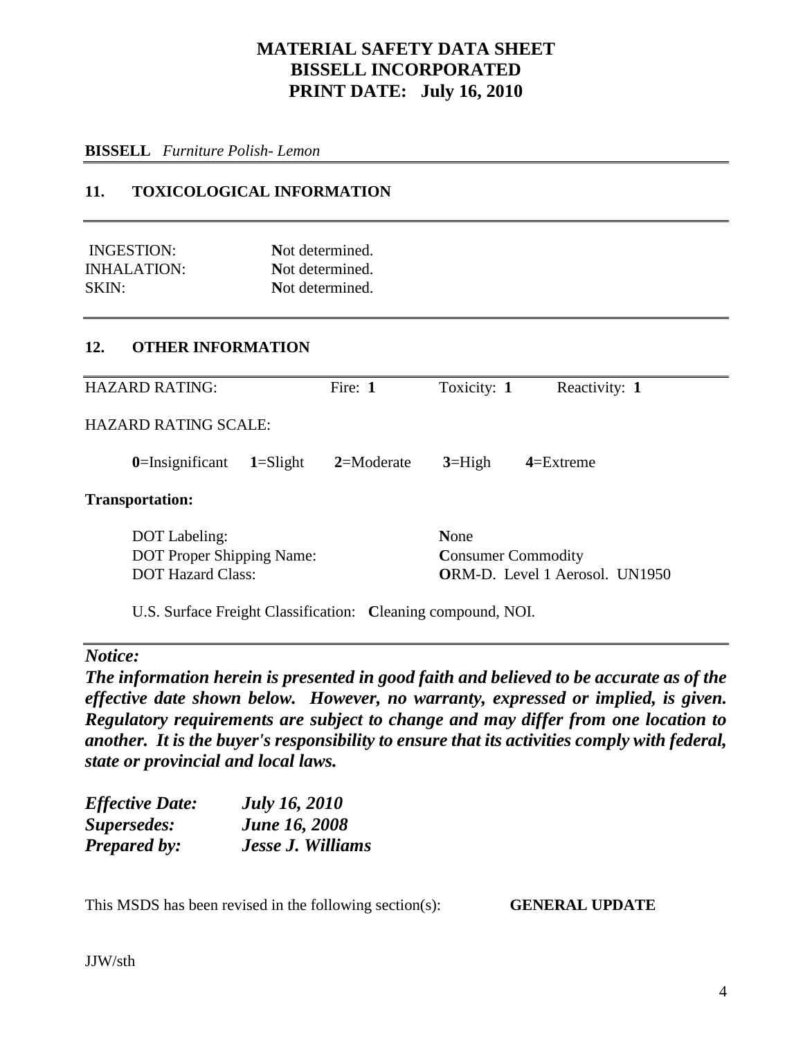# MATERIAL SAFETY DATA SHEET
# BISSELL INCORPORATED
# PRINT DATE: July 16, 2010

**BISSELL** *Furniture Polish- Lemon*

## 11. TOXICOLOGICAL INFORMATION

| | |
|---|---|
| INGESTION: | Not determined. |
| INHALATION: | Not determined. |
| SKIN: | Not determined. |

## 12. OTHER INFORMATION

HAZARD RATING: Fire: **1** Toxicity: **1** Reactivity: **1**

HAZARD RATING SCALE:

**0**=Insignificant **1**=Slight **2**=Moderate **3**=High **4**=Extreme

**Transportation:**

| | |
|---|---|
| DOT Labeling: | None |
| DOT Proper Shipping Name: | Consumer Commodity |
| DOT Hazard Class: | ORM-D. Level 1 Aerosol. UN1950 |

U.S. Surface Freight Classification: Cleaning compound, NOI.

***Notice:***

***The information herein is presented in good faith and believed to be accurate as of the effective date shown below. However, no warranty, expressed or implied, is given. Regulatory requirements are subject to change and may differ from one location to another. It is the buyer's responsibility to ensure that its activities comply with federal, state or provincial and local laws.***

| | |
|---|---|
| ***Effective Date:*** | ***July 16, 2010*** |
| ***Supersedes:*** | ***June 16, 2008*** |
| ***Prepared by:*** | ***Jesse J. Williams*** |

This MSDS has been revised in the following section(s): **GENERAL UPDATE**

JJW/sth